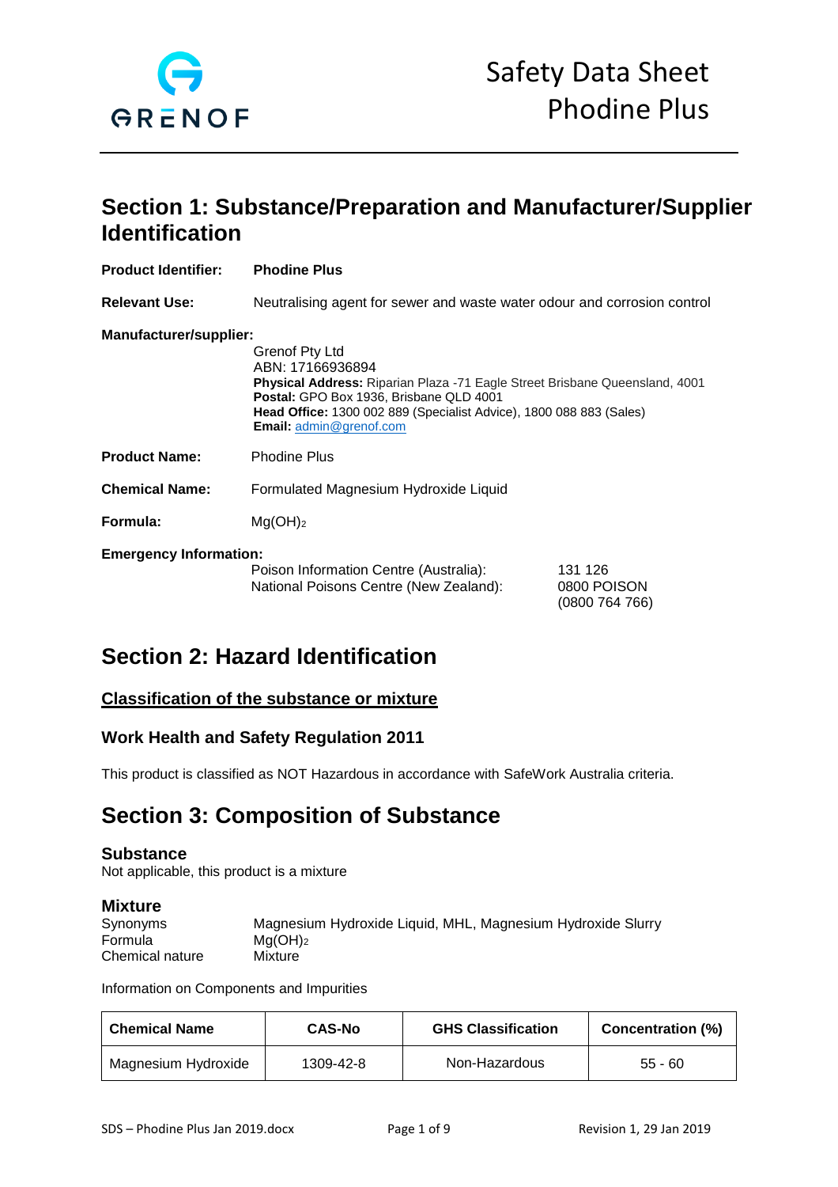# Safety Data Sheet
# Phodine Plus

## Section 1: Substance/Preparation and Manufacturer/Supplier Identification

**Product Identifier:** **Phodine Plus**

**Relevant Use:** Neutralising agent for sewer and waste water odour and corrosion control

**Manufacturer/supplier:**

Grenof Pty Ltd
ABN: 17166936894
**Physical Address:** Riparian Plaza -71 Eagle Street Brisbane Queensland, 4001
**Postal:** GPO Box 1936, Brisbane QLD 4001
**Head Office:** 1300 002 889 (Specialist Advice), 1800 088 883 (Sales)
**Email:** admin@grenof.com

**Product Name:** Phodine Plus

**Chemical Name:** Formulated Magnesium Hydroxide Liquid

**Formula:** $Mg(OH)_2$

**Emergency Information:**

Poison Information Centre (Australia): 131 126
National Poisons Centre (New Zealand): 0800 POISON (0800 764 766)

## Section 2: Hazard Identification

### Classification of the substance or mixture

### Work Health and Safety Regulation 2011

This product is classified as NOT Hazardous in accordance with SafeWork Australia criteria.

## Section 3: Composition of Substance

### Substance

Not applicable, this product is a mixture

### Mixture

Synonyms: Magnesium Hydroxide Liquid, MHL, Magnesium Hydroxide Slurry
Formula: $Mg(OH)_2$
Chemical nature: Mixture

Information on Components and Impurities

| Chemical Name | CAS-No | GHS Classification | Concentration (%) |
| --- | --- | --- | --- |
| Magnesium Hydroxide | 1309-42-8 | Non-Hazardous | 55 - 60 |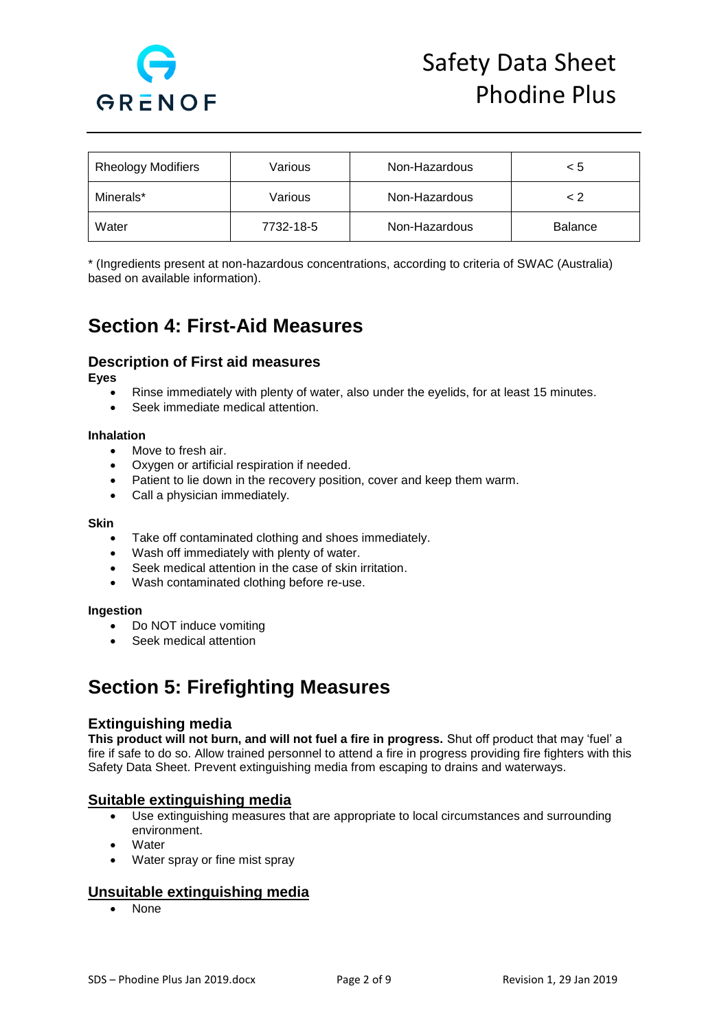| Rheology Modifiers | Various | Non-Hazardous | < 5 |
|---|---|---|---|
| Minerals* | Various | Non-Hazardous | < 2 |
| Water | 7732-18-5 | Non-Hazardous | Balance |

* (Ingredients present at non-hazardous concentrations, according to criteria of SWAC (Australia) based on available information).

# Section 4: First-Aid Measures

## Description of First aid measures

**Eyes**

- Rinse immediately with plenty of water, also under the eyelids, for at least 15 minutes.
- Seek immediate medical attention.

**Inhalation**

- Move to fresh air.
- Oxygen or artificial respiration if needed.
- Patient to lie down in the recovery position, cover and keep them warm.
- Call a physician immediately.

**Skin**

- Take off contaminated clothing and shoes immediately.
- Wash off immediately with plenty of water.
- Seek medical attention in the case of skin irritation.
- Wash contaminated clothing before re-use.

**Ingestion**

- Do NOT induce vomiting
- Seek medical attention

# Section 5: Firefighting Measures

## Extinguishing media

**This product will not burn, and will not fuel a fire in progress.** Shut off product that may 'fuel' a fire if safe to do so. Allow trained personnel to attend a fire in progress providing fire fighters with this Safety Data Sheet. Prevent extinguishing media from escaping to drains and waterways.

## Suitable extinguishing media

- Use extinguishing measures that are appropriate to local circumstances and surrounding environment.
- Water
- Water spray or fine mist spray

## Unsuitable extinguishing media

- None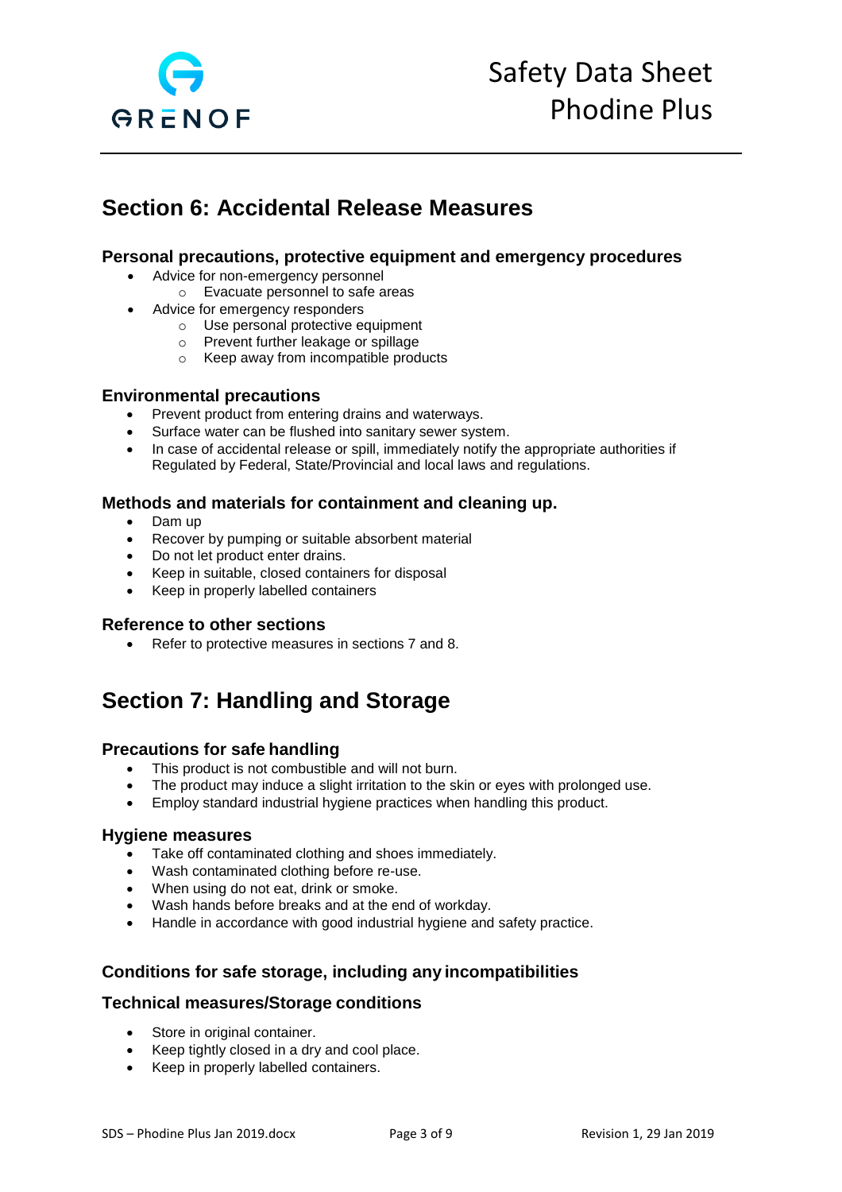## Section 6: Accidental Release Measures

### Personal precautions, protective equipment and emergency procedures

- Advice for non-emergency personnel
  - Evacuate personnel to safe areas
- Advice for emergency responders
  - Use personal protective equipment
  - Prevent further leakage or spillage
  - Keep away from incompatible products

### Environmental precautions

- Prevent product from entering drains and waterways.
- Surface water can be flushed into sanitary sewer system.
- In case of accidental release or spill, immediately notify the appropriate authorities if Regulated by Federal, State/Provincial and local laws and regulations.

### Methods and materials for containment and cleaning up.

- Dam up
- Recover by pumping or suitable absorbent material
- Do not let product enter drains.
- Keep in suitable, closed containers for disposal
- Keep in properly labelled containers

### Reference to other sections

- Refer to protective measures in sections 7 and 8.

## Section 7: Handling and Storage

### Precautions for safe handling

- This product is not combustible and will not burn.
- The product may induce a slight irritation to the skin or eyes with prolonged use.
- Employ standard industrial hygiene practices when handling this product.

### Hygiene measures

- Take off contaminated clothing and shoes immediately.
- Wash contaminated clothing before re-use.
- When using do not eat, drink or smoke.
- Wash hands before breaks and at the end of workday.
- Handle in accordance with good industrial hygiene and safety practice.

### Conditions for safe storage, including any incompatibilities

### Technical measures/Storage conditions

- Store in original container.
- Keep tightly closed in a dry and cool place.
- Keep in properly labelled containers.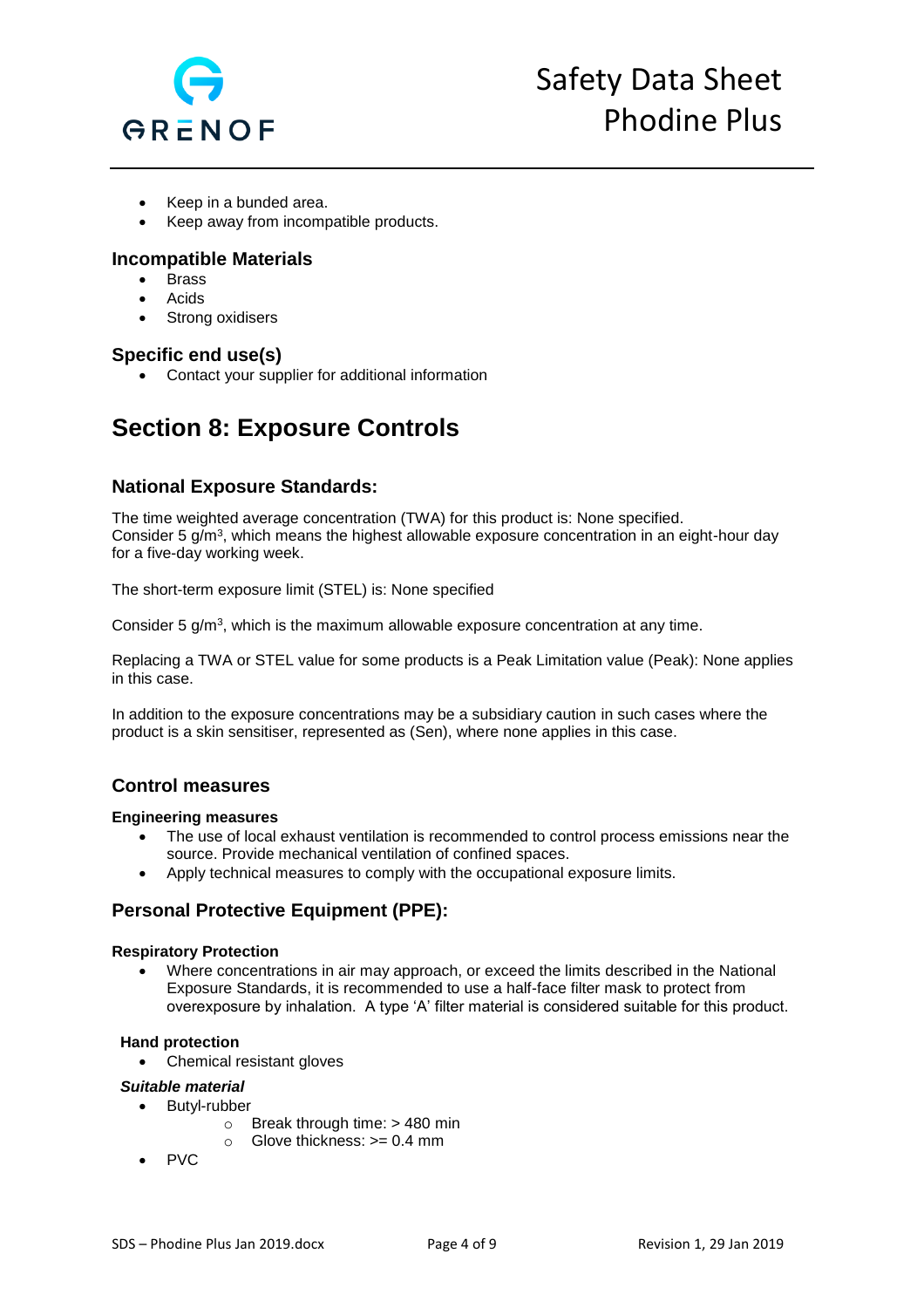- Keep in a bunded area.
- Keep away from incompatible products.

### Incompatible Materials

- Brass
- Acids
- Strong oxidisers

### Specific end use(s)

- Contact your supplier for additional information

# Section 8: Exposure Controls

## National Exposure Standards:

The time weighted average concentration (TWA) for this product is: None specified.
Consider 5 $g/m^3$, which means the highest allowable exposure concentration in an eight-hour day for a five-day working week.

The short-term exposure limit (STEL) is: None specified

Consider 5 $g/m^3$, which is the maximum allowable exposure concentration at any time.

Replacing a TWA or STEL value for some products is a Peak Limitation value (Peak): None applies in this case.

In addition to the exposure concentrations may be a subsidiary caution in such cases where the product is a skin sensitiser, represented as (Sen), where none applies in this case.

## Control measures

#### Engineering measures

- The use of local exhaust ventilation is recommended to control process emissions near the source. Provide mechanical ventilation of confined spaces.
- Apply technical measures to comply with the occupational exposure limits.

## Personal Protective Equipment (PPE):

#### Respiratory Protection

- Where concentrations in air may approach, or exceed the limits described in the National Exposure Standards, it is recommended to use a half-face filter mask to protect from overexposure by inhalation. A type 'A' filter material is considered suitable for this product.

#### Hand protection

- Chemical resistant gloves

#### *Suitable material*

- Butyl-rubber
  - Break through time: > 480 min
  - Glove thickness: >= 0.4 mm
- PVC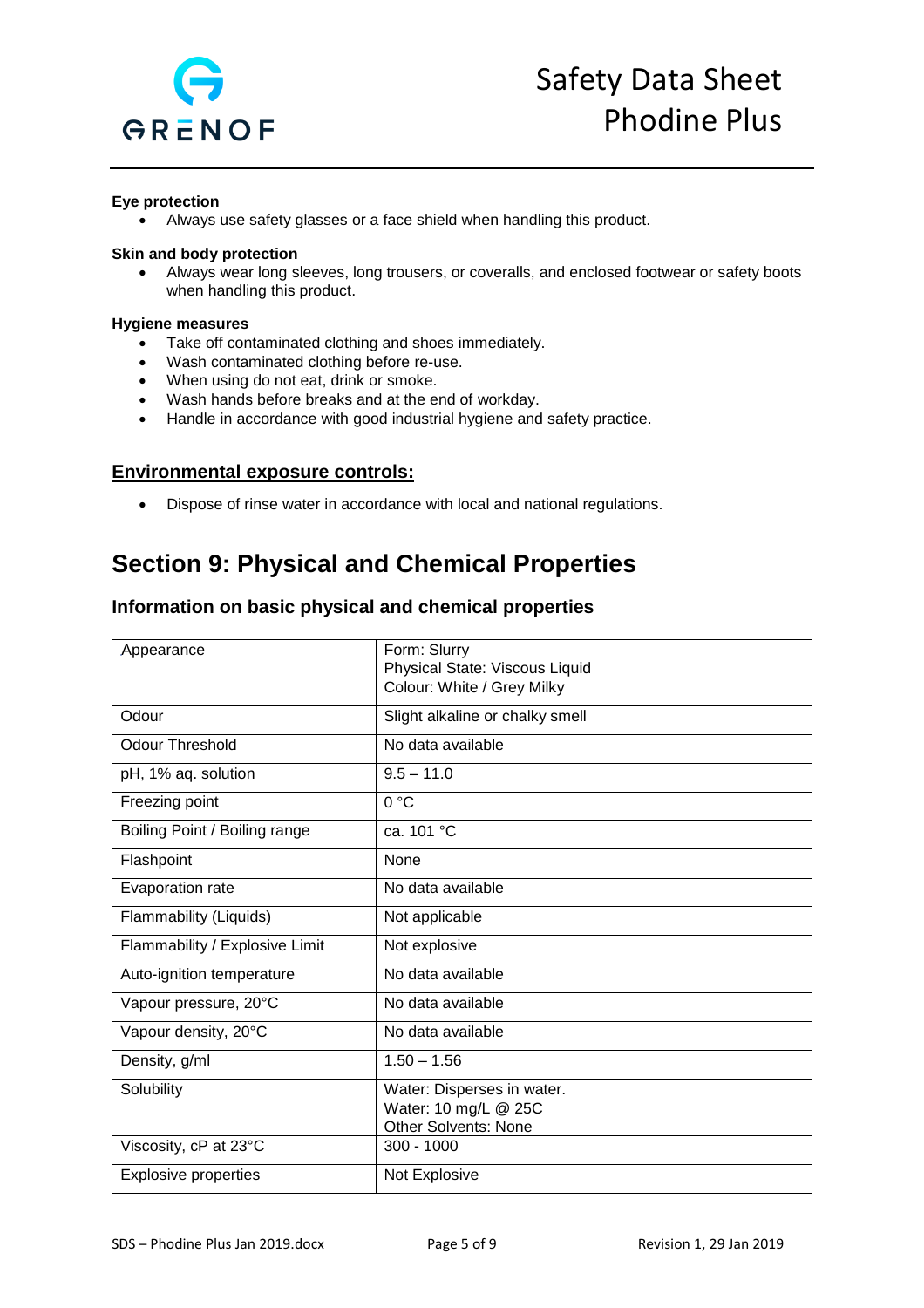**Eye protection**

- Always use safety glasses or a face shield when handling this product.

**Skin and body protection**

- Always wear long sleeves, long trousers, or coveralls, and enclosed footwear or safety boots when handling this product.

**Hygiene measures**

- Take off contaminated clothing and shoes immediately.
- Wash contaminated clothing before re-use.
- When using do not eat, drink or smoke.
- Wash hands before breaks and at the end of workday.
- Handle in accordance with good industrial hygiene and safety practice.

### Environmental exposure controls:

- Dispose of rinse water in accordance with local and national regulations.

# Section 9: Physical and Chemical Properties

## Information on basic physical and chemical properties

| Property | Value |
|---|---|
| Appearance | Form: Slurry<br>Physical State: Viscous Liquid<br>Colour: White / Grey Milky |
| Odour | Slight alkaline or chalky smell |
| Odour Threshold | No data available |
| pH, 1% aq. solution | 9.5 – 11.0 |
| Freezing point | 0 °C |
| Boiling Point / Boiling range | ca. 101 °C |
| Flashpoint | None |
| Evaporation rate | No data available |
| Flammability (Liquids) | Not applicable |
| Flammability / Explosive Limit | Not explosive |
| Auto-ignition temperature | No data available |
| Vapour pressure, 20°C | No data available |
| Vapour density, 20°C | No data available |
| Density, g/ml | 1.50 – 1.56 |
| Solubility | Water: Disperses in water.<br>Water: 10 mg/L @ 25C<br>Other Solvents: None |
| Viscosity, cP at 23°C | 300 - 1000 |
| Explosive properties | Not Explosive |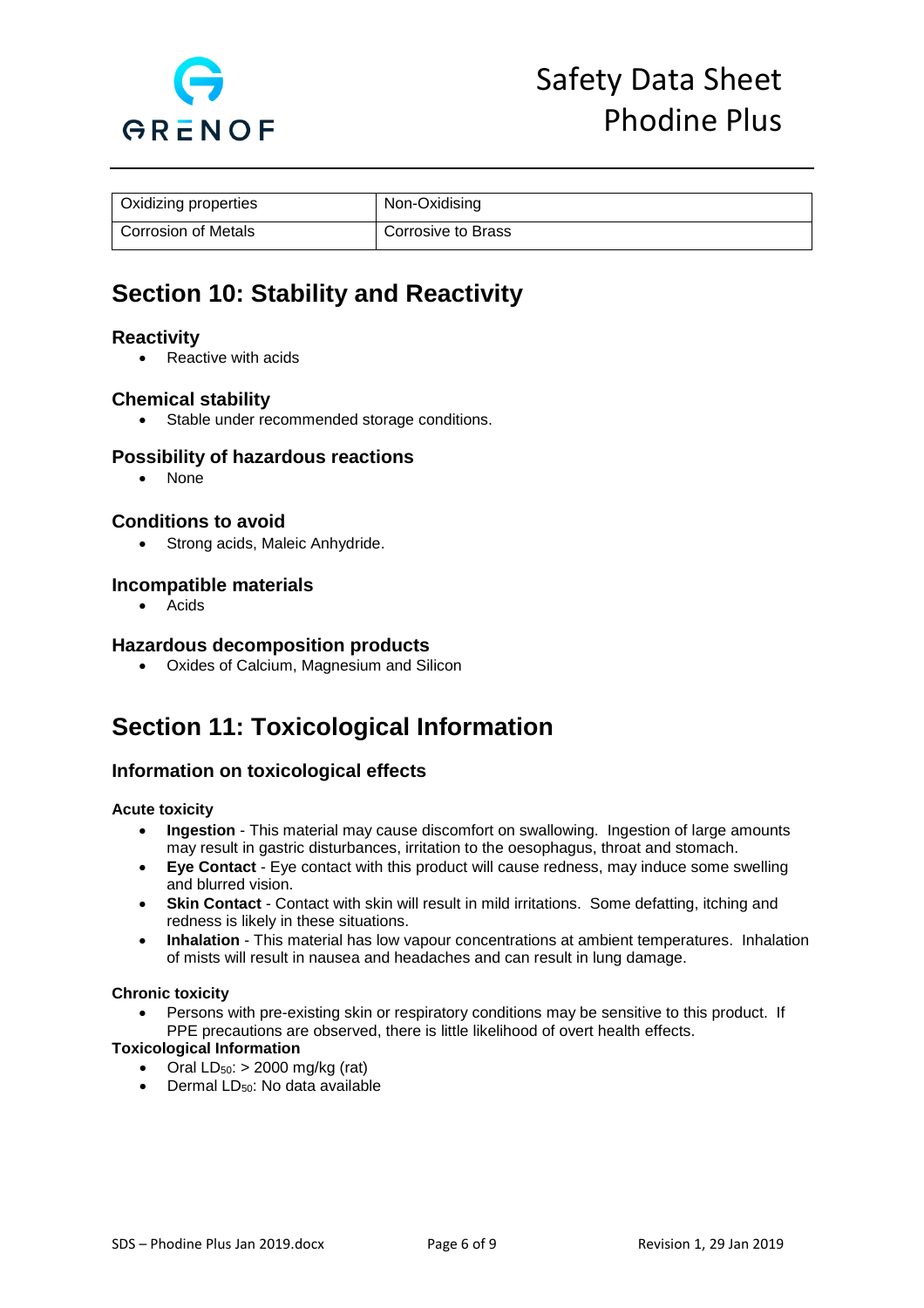| Oxidizing properties | Non-Oxidising |
| --- | --- |
| Corrosion of Metals | Corrosive to Brass |

# Section 10: Stability and Reactivity

### Reactivity

- Reactive with acids

### Chemical stability

- Stable under recommended storage conditions.

### Possibility of hazardous reactions

- None

### Conditions to avoid

- Strong acids, Maleic Anhydride.

### Incompatible materials

- Acids

### Hazardous decomposition products

- Oxides of Calcium, Magnesium and Silicon

# Section 11: Toxicological Information

### Information on toxicological effects

**Acute toxicity**

- **Ingestion** - This material may cause discomfort on swallowing. Ingestion of large amounts may result in gastric disturbances, irritation to the oesophagus, throat and stomach.
- **Eye Contact** - Eye contact with this product will cause redness, may induce some swelling and blurred vision.
- **Skin Contact** - Contact with skin will result in mild irritations. Some defatting, itching and redness is likely in these situations.
- **Inhalation** - This material has low vapour concentrations at ambient temperatures. Inhalation of mists will result in nausea and headaches and can result in lung damage.

**Chronic toxicity**

- Persons with pre-existing skin or respiratory conditions may be sensitive to this product. If PPE precautions are observed, there is little likelihood of overt health effects.

**Toxicological Information**

- Oral $LD_{50}$: > 2000 mg/kg (rat)
- Dermal $LD_{50}$: No data available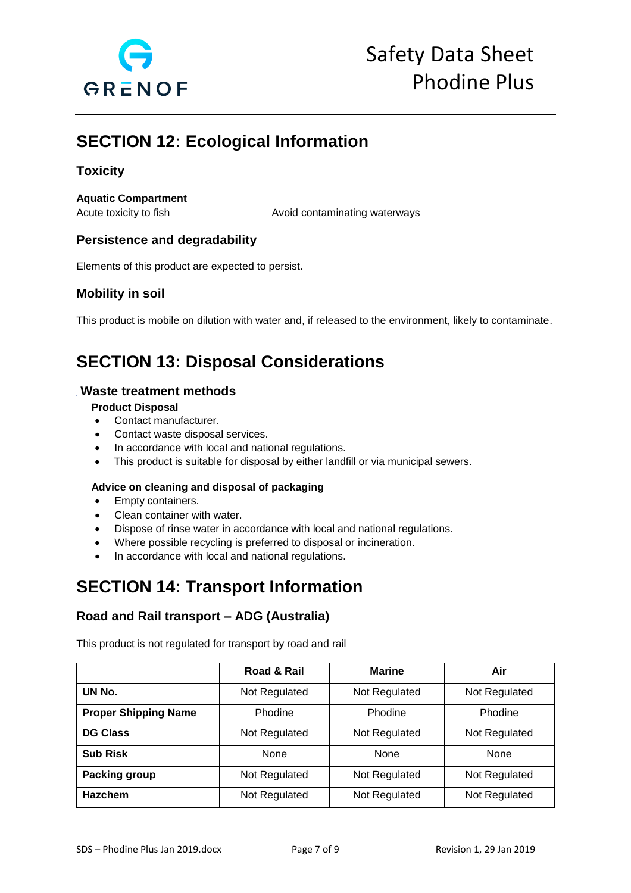# SECTION 12: Ecological Information

## Toxicity

**Aquatic Compartment**

Acute toxicity to fish — Avoid contaminating waterways

## Persistence and degradability

Elements of this product are expected to persist.

## Mobility in soil

This product is mobile on dilution with water and, if released to the environment, likely to contaminate.

# SECTION 13: Disposal Considerations

## Waste treatment methods

**Product Disposal**

- Contact manufacturer.
- Contact waste disposal services.
- In accordance with local and national regulations.
- This product is suitable for disposal by either landfill or via municipal sewers.

**Advice on cleaning and disposal of packaging**

- Empty containers.
- Clean container with water.
- Dispose of rinse water in accordance with local and national regulations.
- Where possible recycling is preferred to disposal or incineration.
- In accordance with local and national regulations.

# SECTION 14: Transport Information

## Road and Rail transport – ADG (Australia)

This product is not regulated for transport by road and rail

| | Road & Rail | Marine | Air |
|---|---|---|---|
| **UN No.** | Not Regulated | Not Regulated | Not Regulated |
| **Proper Shipping Name** | Phodine | Phodine | Phodine |
| **DG Class** | Not Regulated | Not Regulated | Not Regulated |
| **Sub Risk** | None | None | None |
| **Packing group** | Not Regulated | Not Regulated | Not Regulated |
| **Hazchem** | Not Regulated | Not Regulated | Not Regulated |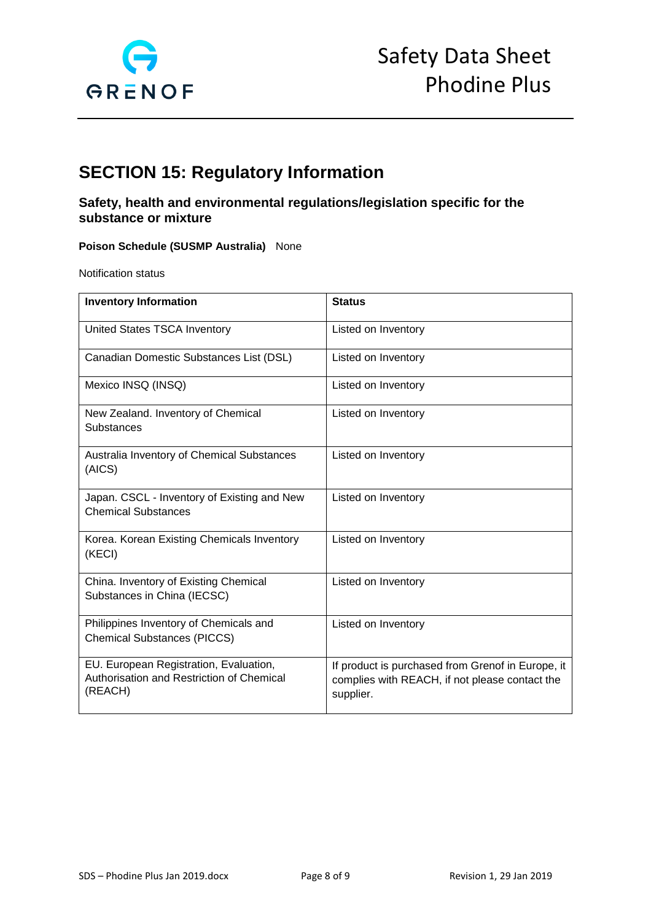## SECTION 15: Regulatory Information

### Safety, health and environmental regulations/legislation specific for the substance or mixture

**Poison Schedule (SUSMP Australia)** None

Notification status

| Inventory Information | Status |
|---|---|
| United States TSCA Inventory | Listed on Inventory |
| Canadian Domestic Substances List (DSL) | Listed on Inventory |
| Mexico INSQ (INSQ) | Listed on Inventory |
| New Zealand. Inventory of Chemical Substances | Listed on Inventory |
| Australia Inventory of Chemical Substances (AICS) | Listed on Inventory |
| Japan. CSCL - Inventory of Existing and New Chemical Substances | Listed on Inventory |
| Korea. Korean Existing Chemicals Inventory (KECI) | Listed on Inventory |
| China. Inventory of Existing Chemical Substances in China (IECSC) | Listed on Inventory |
| Philippines Inventory of Chemicals and Chemical Substances (PICCS) | Listed on Inventory |
| EU. European Registration, Evaluation, Authorisation and Restriction of Chemical (REACH) | If product is purchased from Grenof in Europe, it complies with REACH, if not please contact the supplier. |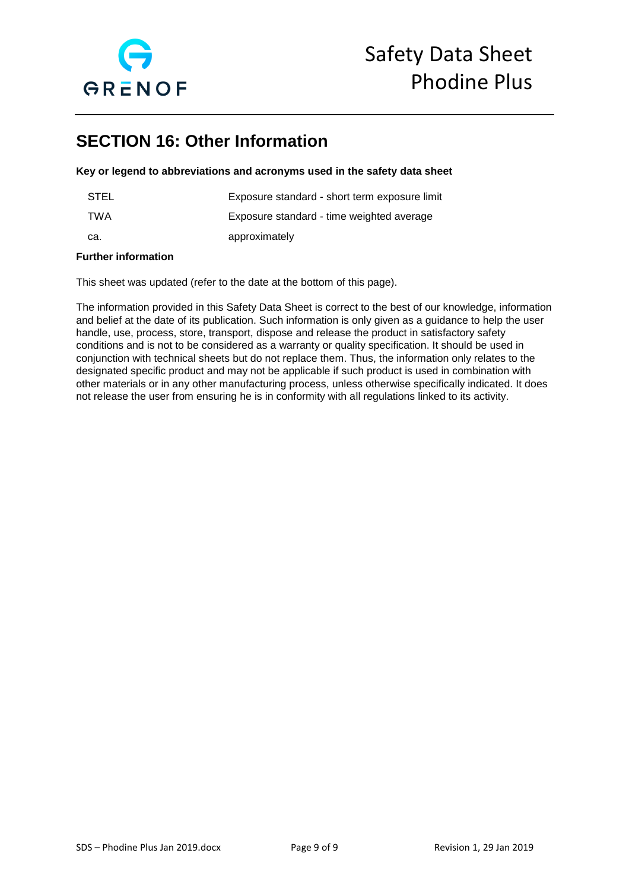## SECTION 16: Other Information

**Key or legend to abbreviations and acronyms used in the safety data sheet**

| | |
|---|---|
| STEL | Exposure standard - short term exposure limit |
| TWA | Exposure standard - time weighted average |
| ca. | approximately |

**Further information**

This sheet was updated (refer to the date at the bottom of this page).

The information provided in this Safety Data Sheet is correct to the best of our knowledge, information and belief at the date of its publication. Such information is only given as a guidance to help the user handle, use, process, store, transport, dispose and release the product in satisfactory safety conditions and is not to be considered as a warranty or quality specification. It should be used in conjunction with technical sheets but do not replace them. Thus, the information only relates to the designated specific product and may not be applicable if such product is used in combination with other materials or in any other manufacturing process, unless otherwise specifically indicated. It does not release the user from ensuring he is in conformity with all regulations linked to its activity.